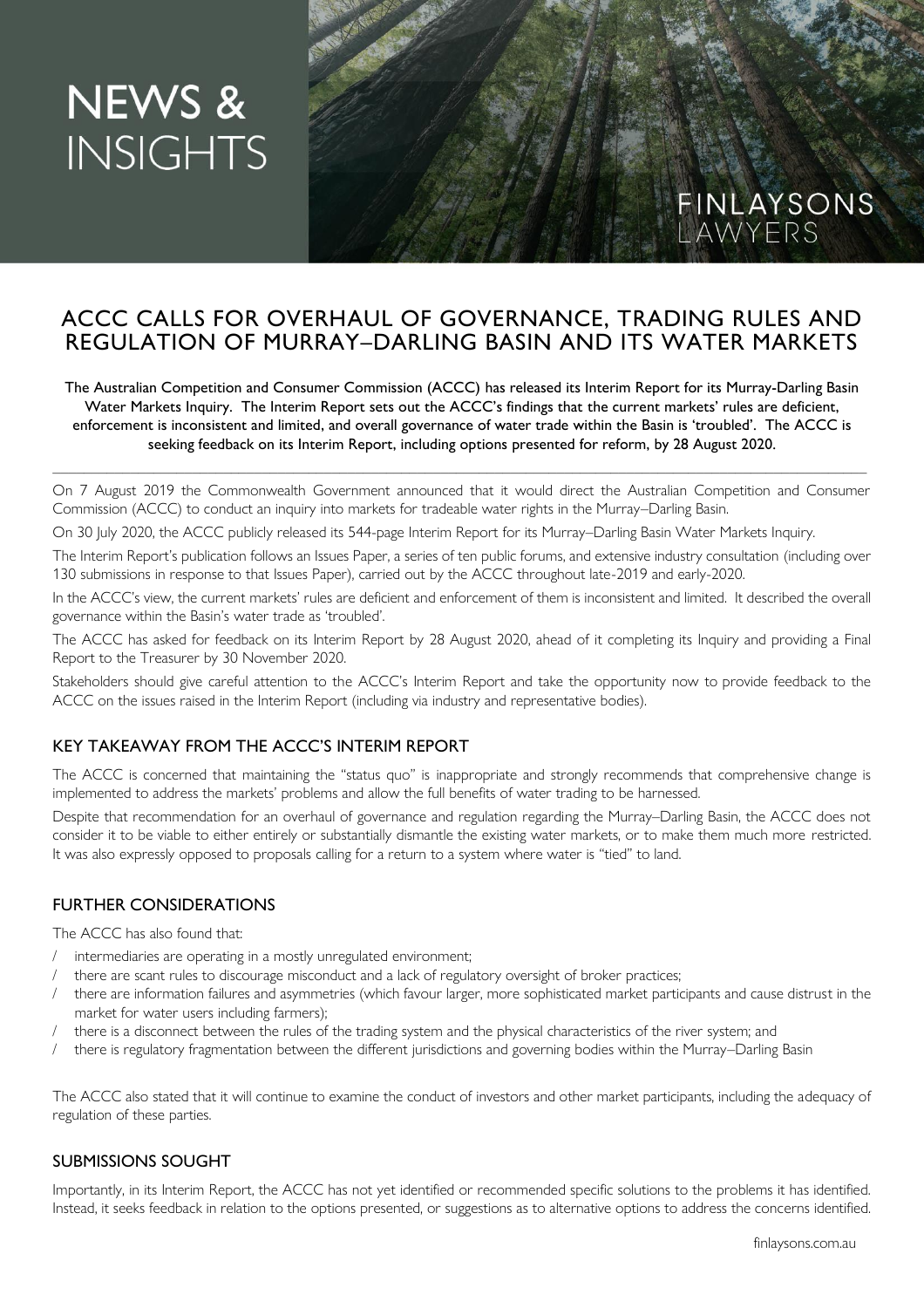NEWS & INSIGHTS

FINLAYSONS LAWYERS

# ACCC CALLS FOR OVERHAUL OF GOVERNANCE, TRADING RULES AND REGULATION OF MURRAY–DARLING BASIN AND ITS WATER MARKETS

The Australian Competition and Consumer Commission (ACCC) has released its Interim Report for its Murray-Darling Basin Water Markets Inquiry. The Interim Report sets out the ACCC's findings that the current markets' rules are deficient, enforcement is inconsistent and limited, and overall governance of water trade within the Basin is 'troubled'. The ACCC is seeking feedback on its Interim Report, including options presented for reform, by 28 August 2020.

---

On 7 August 2019 the Commonwealth Government announced that it would direct the Australian Competition and Consumer Commission (ACCC) to conduct an inquiry into markets for tradeable water rights in the Murray–Darling Basin.

On 30 July 2020, the ACCC publicly released its 544-page Interim Report for its Murray–Darling Basin Water Markets Inquiry.

The Interim Report's publication follows an Issues Paper, a series of ten public forums, and extensive industry consultation (including over 130 submissions in response to that Issues Paper), carried out by the ACCC throughout late-2019 and early-2020.

In the ACCC's view, the current markets' rules are deficient and enforcement of them is inconsistent and limited. It described the overall governance within the Basin's water trade as 'troubled'.

The ACCC has asked for feedback on its Interim Report by 28 August 2020, ahead of it completing its Inquiry and providing a Final Report to the Treasurer by 30 November 2020.

Stakeholders should give careful attention to the ACCC's Interim Report and take the opportunity now to provide feedback to the ACCC on the issues raised in the Interim Report (including via industry and representative bodies).

## KEY TAKEAWAY FROM THE ACCC'S INTERIM REPORT

The ACCC is concerned that maintaining the "status quo" is inappropriate and strongly recommends that comprehensive change is implemented to address the markets' problems and allow the full benefits of water trading to be harnessed.

Despite that recommendation for an overhaul of governance and regulation regarding the Murray–Darling Basin, the ACCC does not consider it to be viable to either entirely or substantially dismantle the existing water markets, or to make them much more restricted. It was also expressly opposed to proposals calling for a return to a system where water is "tied" to land.

## FURTHER CONSIDERATIONS

The ACCC has also found that:

- intermediaries are operating in a mostly unregulated environment;
- there are scant rules to discourage misconduct and a lack of regulatory oversight of broker practices;
- there are information failures and asymmetries (which favour larger, more sophisticated market participants and cause distrust in the market for water users including farmers);
- there is a disconnect between the rules of the trading system and the physical characteristics of the river system; and
- there is regulatory fragmentation between the different jurisdictions and governing bodies within the Murray–Darling Basin

The ACCC also stated that it will continue to examine the conduct of investors and other market participants, including the adequacy of regulation of these parties.

## SUBMISSIONS SOUGHT

Importantly, in its Interim Report, the ACCC has not yet identified or recommended specific solutions to the problems it has identified. Instead, it seeks feedback in relation to the options presented, or suggestions as to alternative options to address the concerns identified.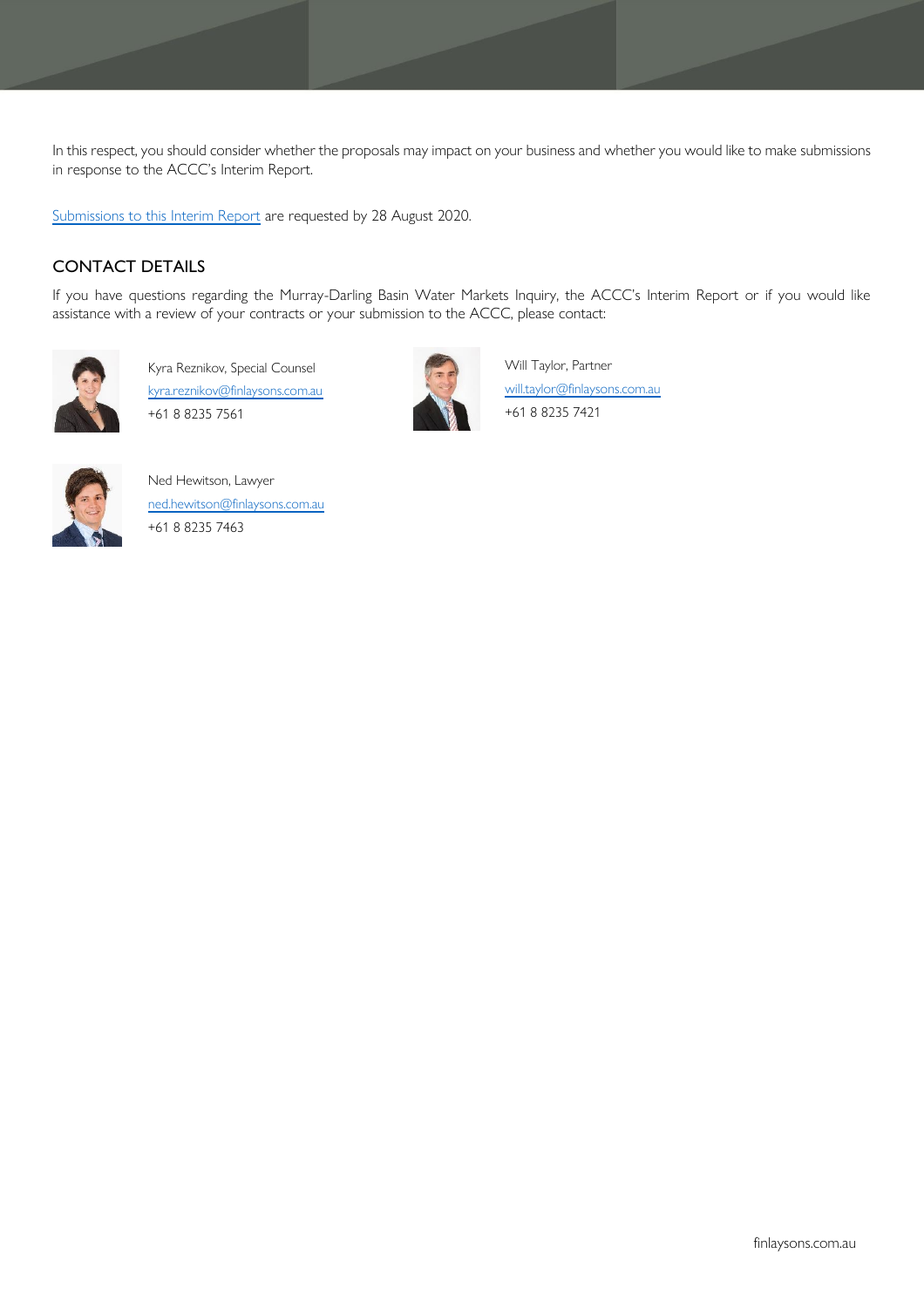In this respect, you should consider whether the proposals may impact on your business and whether you would like to make submissions in response to the ACCC's Interim Report.

Submissions to this Interim Report are requested by 28 August 2020.

## CONTACT DETAILS

If you have questions regarding the Murray-Darling Basin Water Markets Inquiry, the ACCC's Interim Report or if you would like assistance with a review of your contracts or your submission to the ACCC, please contact:

Kyra Reznikov, Special Counsel
kyra.reznikov@finlaysons.com.au
+61 8 8235 7561

Will Taylor, Partner
will.taylor@finlaysons.com.au
+61 8 8235 7421

Ned Hewitson, Lawyer
ned.hewitson@finlaysons.com.au
+61 8 8235 7463